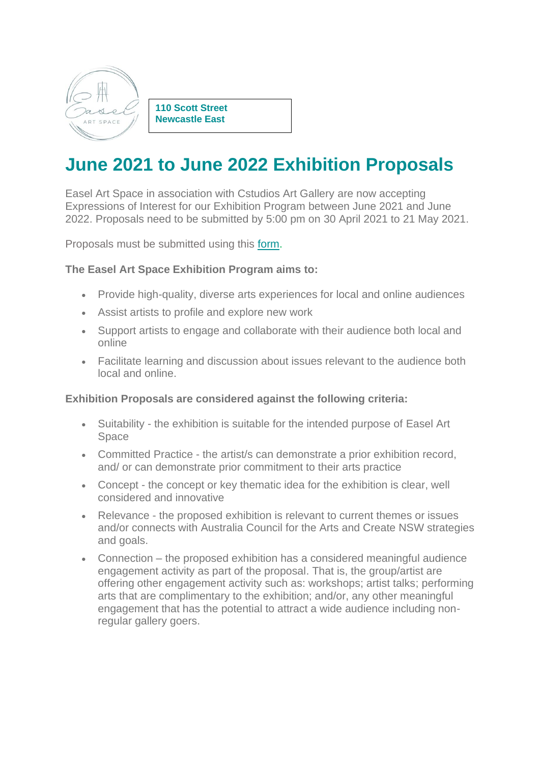**110 Scott Street**
**Newcastle East**

# June 2021 to June 2022 Exhibition Proposals

Easel Art Space in association with Cstudios Art Gallery are now accepting Expressions of Interest for our Exhibition Program between June 2021 and June 2022. Proposals need to be submitted by 5:00 pm on 30 April 2021 to 21 May 2021.

Proposals must be submitted using this form.

**The Easel Art Space Exhibition Program aims to:**

- Provide high-quality, diverse arts experiences for local and online audiences
- Assist artists to profile and explore new work
- Support artists to engage and collaborate with their audience both local and online
- Facilitate learning and discussion about issues relevant to the audience both local and online.

**Exhibition Proposals are considered against the following criteria:**

- Suitability - the exhibition is suitable for the intended purpose of Easel Art Space
- Committed Practice - the artist/s can demonstrate a prior exhibition record, and/ or can demonstrate prior commitment to their arts practice
- Concept - the concept or key thematic idea for the exhibition is clear, well considered and innovative
- Relevance - the proposed exhibition is relevant to current themes or issues and/or connects with Australia Council for the Arts and Create NSW strategies and goals.
- Connection – the proposed exhibition has a considered meaningful audience engagement activity as part of the proposal. That is, the group/artist are offering other engagement activity such as: workshops; artist talks; performing arts that are complimentary to the exhibition; and/or, any other meaningful engagement that has the potential to attract a wide audience including non-regular gallery goers.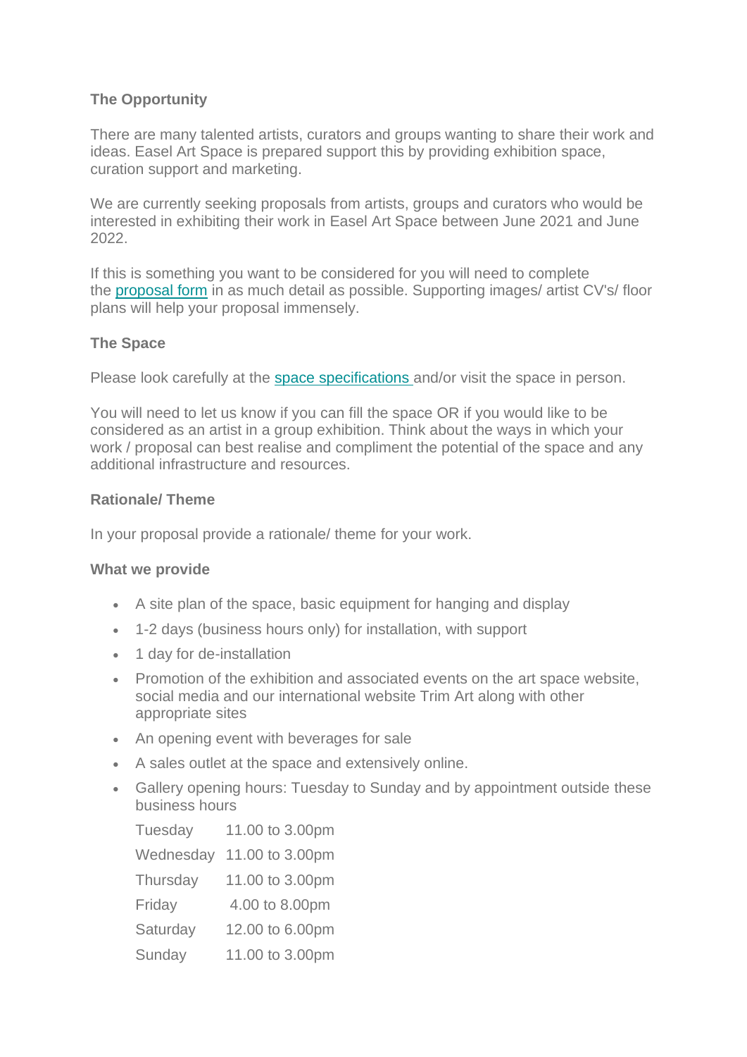**The Opportunity**

There are many talented artists, curators and groups wanting to share their work and ideas. Easel Art Space is prepared support this by providing exhibition space, curation support and marketing.

We are currently seeking proposals from artists, groups and curators who would be interested in exhibiting their work in Easel Art Space between June 2021 and June 2022.

If this is something you want to be considered for you will need to complete the proposal form in as much detail as possible. Supporting images/ artist CV's/ floor plans will help your proposal immensely.

**The Space**

Please look carefully at the space specifications and/or visit the space in person.

You will need to let us know if you can fill the space OR if you would like to be considered as an artist in a group exhibition. Think about the ways in which your work / proposal can best realise and compliment the potential of the space and any additional infrastructure and resources.

**Rationale/ Theme**

In your proposal provide a rationale/ theme for your work.

**What we provide**

- A site plan of the space, basic equipment for hanging and display
- 1-2 days (business hours only) for installation, with support
- 1 day for de-installation
- Promotion of the exhibition and associated events on the art space website, social media and our international website Trim Art along with other appropriate sites
- An opening event with beverages for sale
- A sales outlet at the space and extensively online.
- Gallery opening hours: Tuesday to Sunday and by appointment outside these business hours

| | |
|---|---|
| Tuesday | 11.00 to 3.00pm |
| Wednesday | 11.00 to 3.00pm |
| Thursday | 11.00 to 3.00pm |
| Friday | 4.00 to 8.00pm |
| Saturday | 12.00 to 6.00pm |
| Sunday | 11.00 to 3.00pm |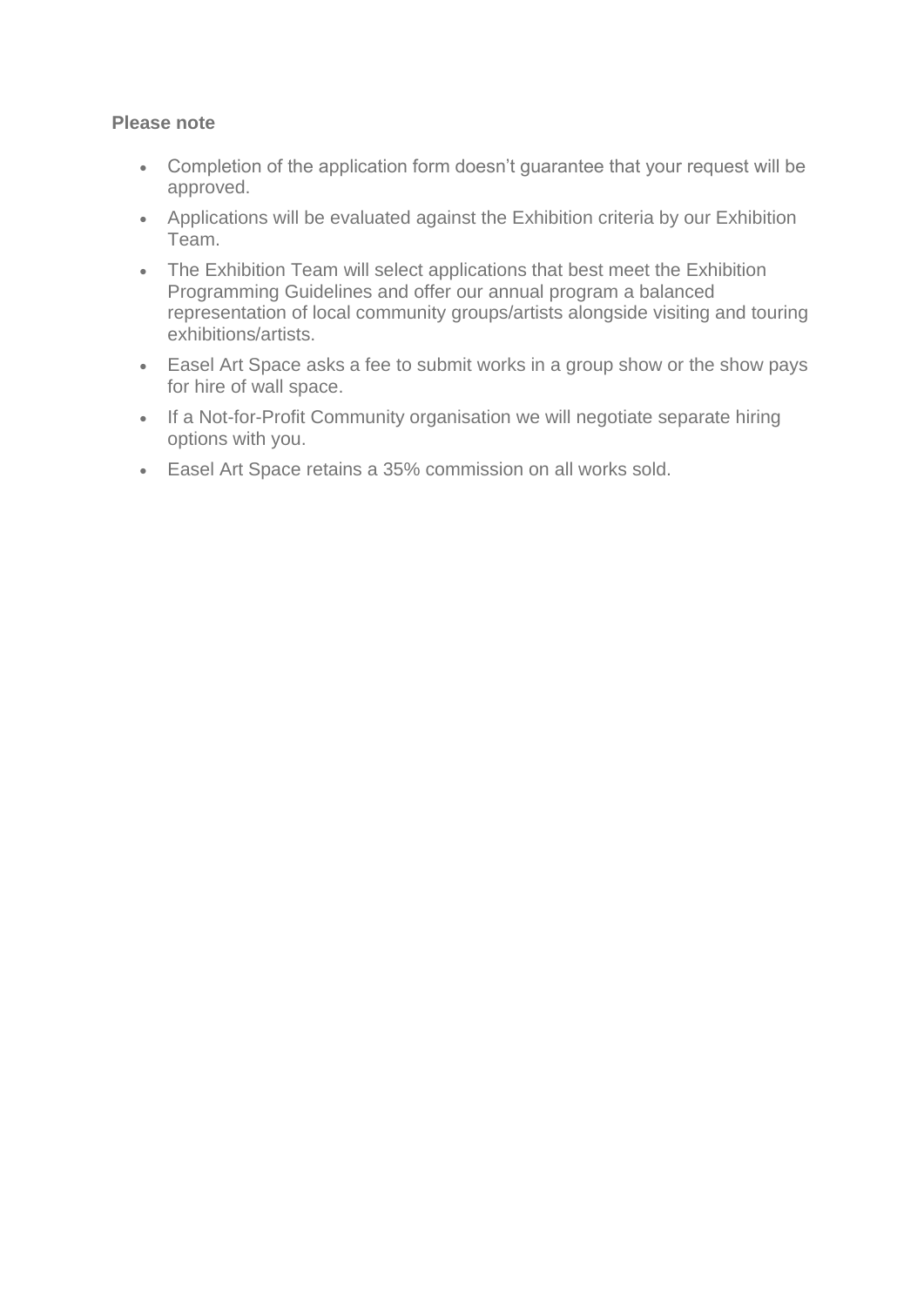**Please note**

- Completion of the application form doesn’t guarantee that your request will be approved.
- Applications will be evaluated against the Exhibition criteria by our Exhibition Team.
- The Exhibition Team will select applications that best meet the Exhibition Programming Guidelines and offer our annual program a balanced representation of local community groups/artists alongside visiting and touring exhibitions/artists.
- Easel Art Space asks a fee to submit works in a group show or the show pays for hire of wall space.
- If a Not-for-Profit Community organisation we will negotiate separate hiring options with you.
- Easel Art Space retains a 35% commission on all works sold.